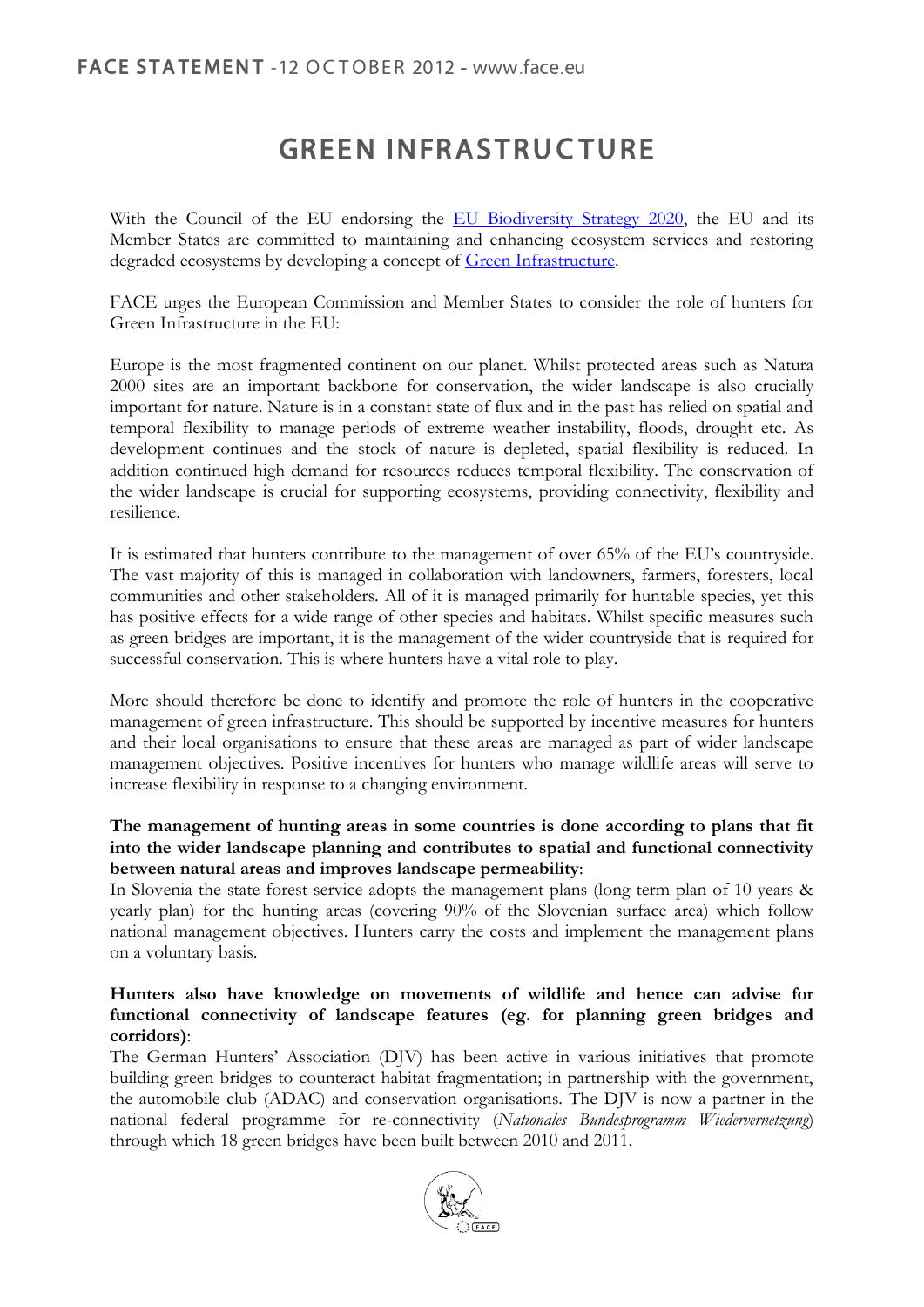**FACE STATEMENT** -12 OCTOBER 2012 - www.face.eu

# GREEN INFRASTRUCTURE

With the Council of the EU endorsing the EU Biodiversity Strategy 2020, the EU and its Member States are committed to maintaining and enhancing ecosystem services and restoring degraded ecosystems by developing a concept of Green Infrastructure.

FACE urges the European Commission and Member States to consider the role of hunters for Green Infrastructure in the EU:

Europe is the most fragmented continent on our planet. Whilst protected areas such as Natura 2000 sites are an important backbone for conservation, the wider landscape is also crucially important for nature. Nature is in a constant state of flux and in the past has relied on spatial and temporal flexibility to manage periods of extreme weather instability, floods, drought etc. As development continues and the stock of nature is depleted, spatial flexibility is reduced. In addition continued high demand for resources reduces temporal flexibility. The conservation of the wider landscape is crucial for supporting ecosystems, providing connectivity, flexibility and resilience.

It is estimated that hunters contribute to the management of over 65% of the EU's countryside. The vast majority of this is managed in collaboration with landowners, farmers, foresters, local communities and other stakeholders. All of it is managed primarily for huntable species, yet this has positive effects for a wide range of other species and habitats. Whilst specific measures such as green bridges are important, it is the management of the wider countryside that is required for successful conservation. This is where hunters have a vital role to play.

More should therefore be done to identify and promote the role of hunters in the cooperative management of green infrastructure. This should be supported by incentive measures for hunters and their local organisations to ensure that these areas are managed as part of wider landscape management objectives. Positive incentives for hunters who manage wildlife areas will serve to increase flexibility in response to a changing environment.

**The management of hunting areas in some countries is done according to plans that fit into the wider landscape planning and contributes to spatial and functional connectivity between natural areas and improves landscape permeability**:
In Slovenia the state forest service adopts the management plans (long term plan of 10 years & yearly plan) for the hunting areas (covering 90% of the Slovenian surface area) which follow national management objectives. Hunters carry the costs and implement the management plans on a voluntary basis.

**Hunters also have knowledge on movements of wildlife and hence can advise for functional connectivity of landscape features (eg. for planning green bridges and corridors)**:
The German Hunters' Association (DJV) has been active in various initiatives that promote building green bridges to counteract habitat fragmentation; in partnership with the government, the automobile club (ADAC) and conservation organisations. The DJV is now a partner in the national federal programme for re-connectivity (*Nationales Bundesprogramm Wiedervernetzung*) through which 18 green bridges have been built between 2010 and 2011.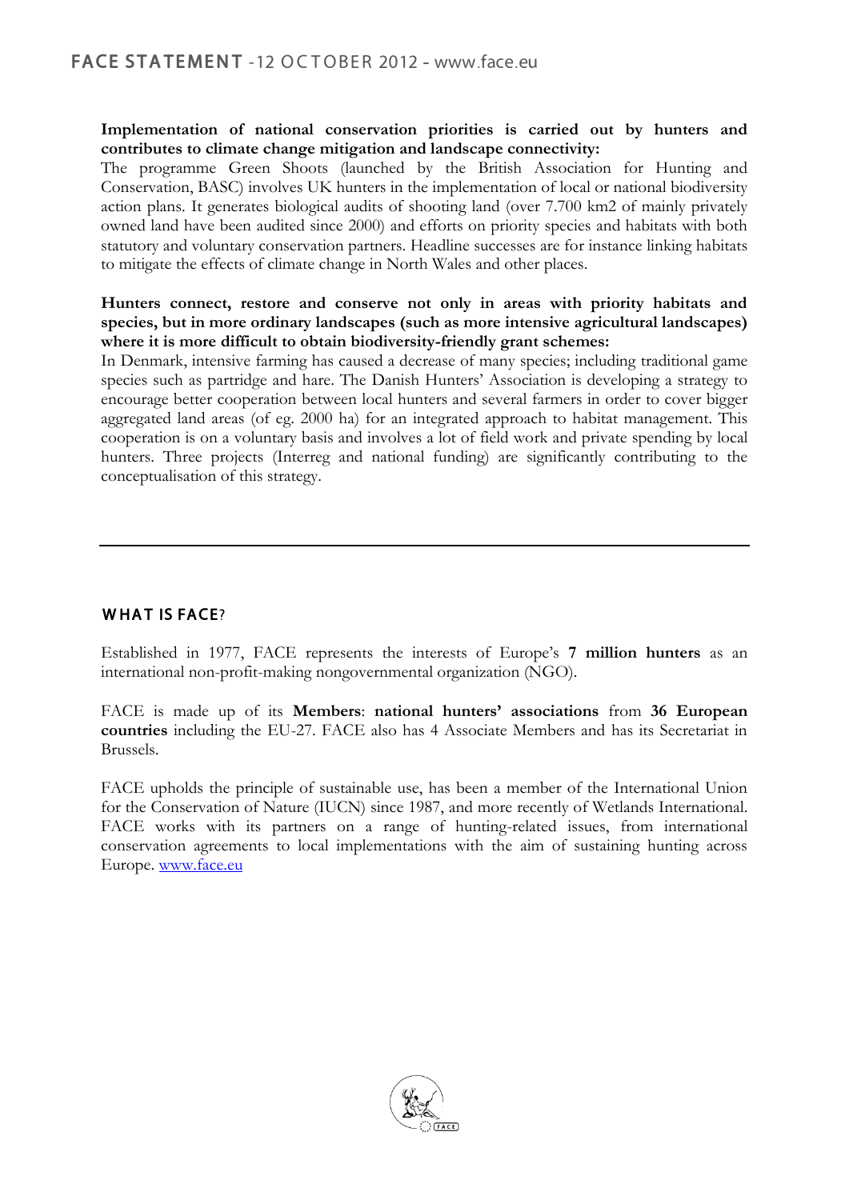**Implementation of national conservation priorities is carried out by hunters and contributes to climate change mitigation and landscape connectivity:**
The programme Green Shoots (launched by the British Association for Hunting and Conservation, BASC) involves UK hunters in the implementation of local or national biodiversity action plans. It generates biological audits of shooting land (over 7.700 km2 of mainly privately owned land have been audited since 2000) and efforts on priority species and habitats with both statutory and voluntary conservation partners. Headline successes are for instance linking habitats to mitigate the effects of climate change in North Wales and other places.

**Hunters connect, restore and conserve not only in areas with priority habitats and species, but in more ordinary landscapes (such as more intensive agricultural landscapes) where it is more difficult to obtain biodiversity-friendly grant schemes:**
In Denmark, intensive farming has caused a decrease of many species; including traditional game species such as partridge and hare. The Danish Hunters' Association is developing a strategy to encourage better cooperation between local hunters and several farmers in order to cover bigger aggregated land areas (of eg. 2000 ha) for an integrated approach to habitat management. This cooperation is on a voluntary basis and involves a lot of field work and private spending by local hunters. Three projects (Interreg and national funding) are significantly contributing to the conceptualisation of this strategy.

---

## WHAT IS FACE?

Established in 1977, FACE represents the interests of Europe's **7 million hunters** as an international non-profit-making nongovernmental organization (NGO).

FACE is made up of its **Members**: **national hunters' associations** from **36 European countries** including the EU-27. FACE also has 4 Associate Members and has its Secretariat in Brussels.

FACE upholds the principle of sustainable use, has been a member of the International Union for the Conservation of Nature (IUCN) since 1987, and more recently of Wetlands International. FACE works with its partners on a range of hunting-related issues, from international conservation agreements to local implementations with the aim of sustaining hunting across Europe. www.face.eu